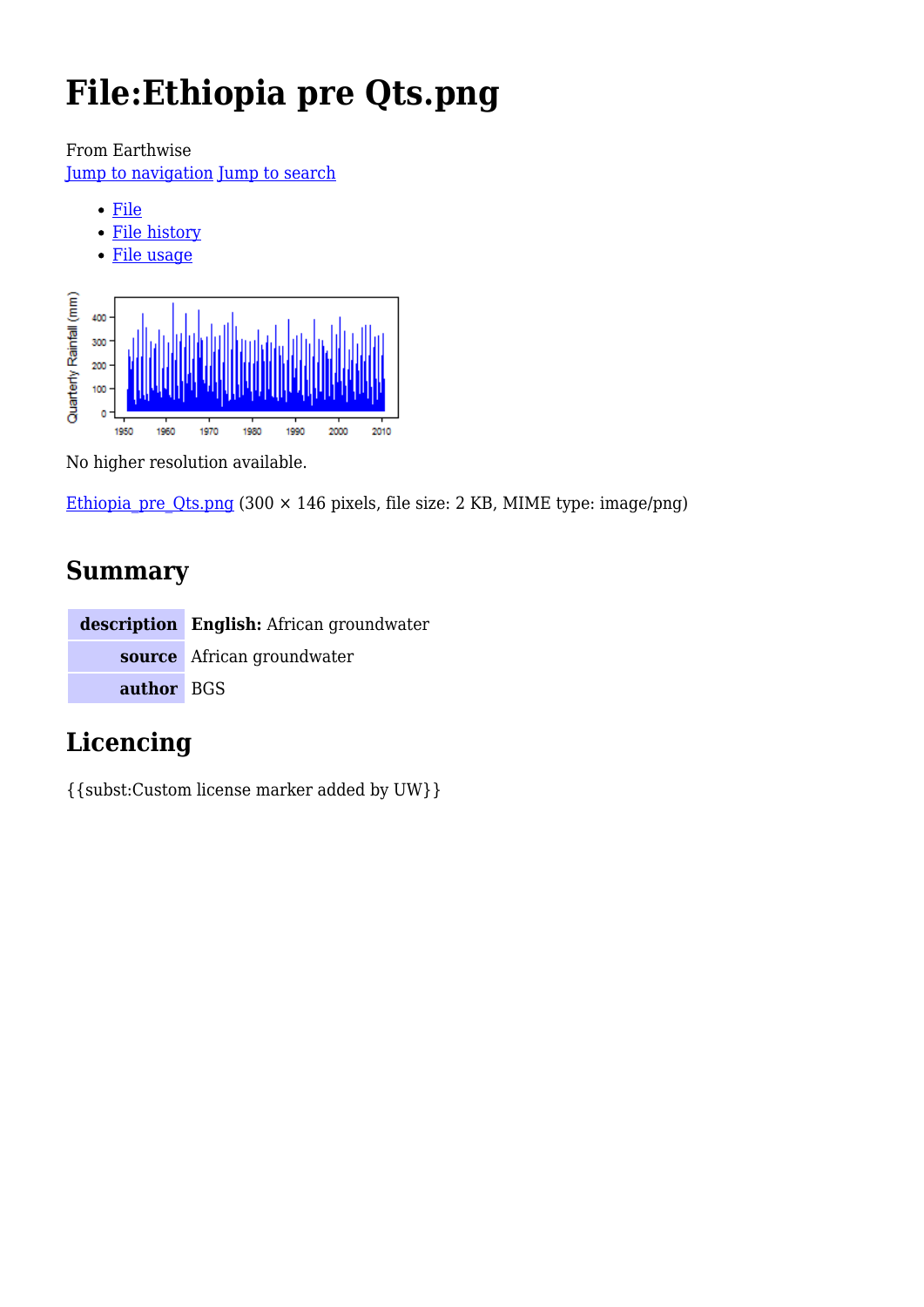# File:Ethiopia pre Qts.png

From Earthwise

Jump to navigation Jump to search

- File
- File history
- File usage

No higher resolution available.

Ethiopia_pre_Qts.png (300 × 146 pixels, file size: 2 KB, MIME type: image/png)

## Summary

| description | **English:** African groundwater |
|---|---|
| source | African groundwater |
| author | BGS |

## Licencing

{{subst:Custom license marker added by UW}}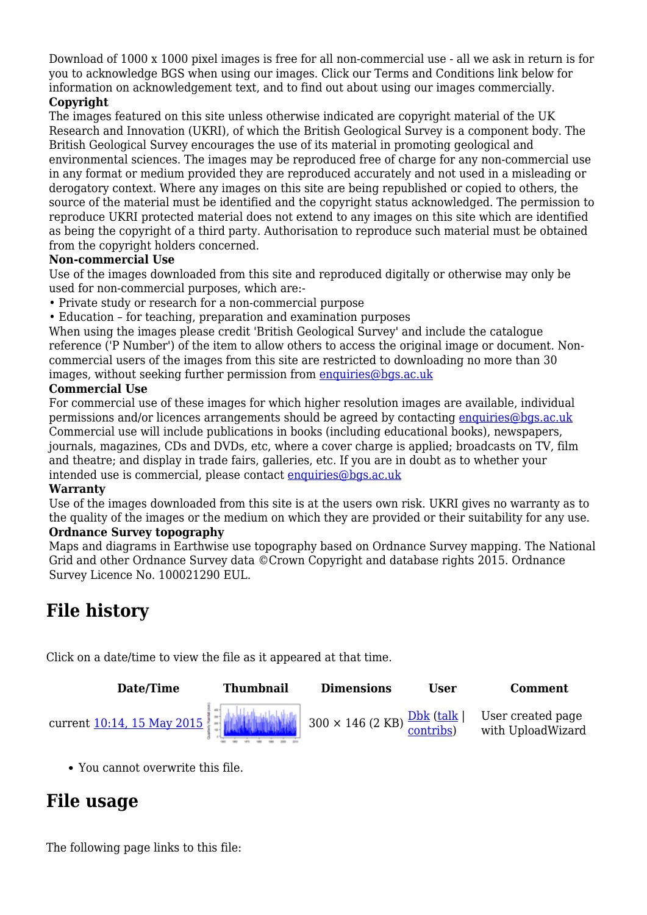Download of 1000 x 1000 pixel images is free for all non-commercial use - all we ask in return is for you to acknowledge BGS when using our images. Click our Terms and Conditions link below for information on acknowledgement text, and to find out about using our images commercially.

**Copyright**

The images featured on this site unless otherwise indicated are copyright material of the UK Research and Innovation (UKRI), of which the British Geological Survey is a component body. The British Geological Survey encourages the use of its material in promoting geological and environmental sciences. The images may be reproduced free of charge for any non-commercial use in any format or medium provided they are reproduced accurately and not used in a misleading or derogatory context. Where any images on this site are being republished or copied to others, the source of the material must be identified and the copyright status acknowledged. The permission to reproduce UKRI protected material does not extend to any images on this site which are identified as being the copyright of a third party. Authorisation to reproduce such material must be obtained from the copyright holders concerned.

**Non-commercial Use**

Use of the images downloaded from this site and reproduced digitally or otherwise may only be used for non-commercial purposes, which are:-

- Private study or research for a non-commercial purpose
- Education – for teaching, preparation and examination purposes

When using the images please credit 'British Geological Survey' and include the catalogue reference ('P Number') of the item to allow others to access the original image or document. Non-commercial users of the images from this site are restricted to downloading no more than 30 images, without seeking further permission from enquiries@bgs.ac.uk

**Commercial Use**

For commercial use of these images for which higher resolution images are available, individual permissions and/or licences arrangements should be agreed by contacting enquiries@bgs.ac.uk Commercial use will include publications in books (including educational books), newspapers, journals, magazines, CDs and DVDs, etc, where a cover charge is applied; broadcasts on TV, film and theatre; and display in trade fairs, galleries, etc. If you are in doubt as to whether your intended use is commercial, please contact enquiries@bgs.ac.uk

**Warranty**

Use of the images downloaded from this site is at the users own risk. UKRI gives no warranty as to the quality of the images or the medium on which they are provided or their suitability for any use.

**Ordnance Survey topography**

Maps and diagrams in Earthwise use topography based on Ordnance Survey mapping. The National Grid and other Ordnance Survey data ©Crown Copyright and database rights 2015. Ordnance Survey Licence No. 100021290 EUL.

## File history

Click on a date/time to view the file as it appeared at that time.

| | Date/Time | Thumbnail | Dimensions | User | Comment |
|---|---|---|---|---|---|
| current | 10:14, 15 May 2015 | | 300 × 146 (2 KB) | Dbk (talk \| contribs) | User created page with UploadWizard |

- You cannot overwrite this file.

## File usage

The following page links to this file: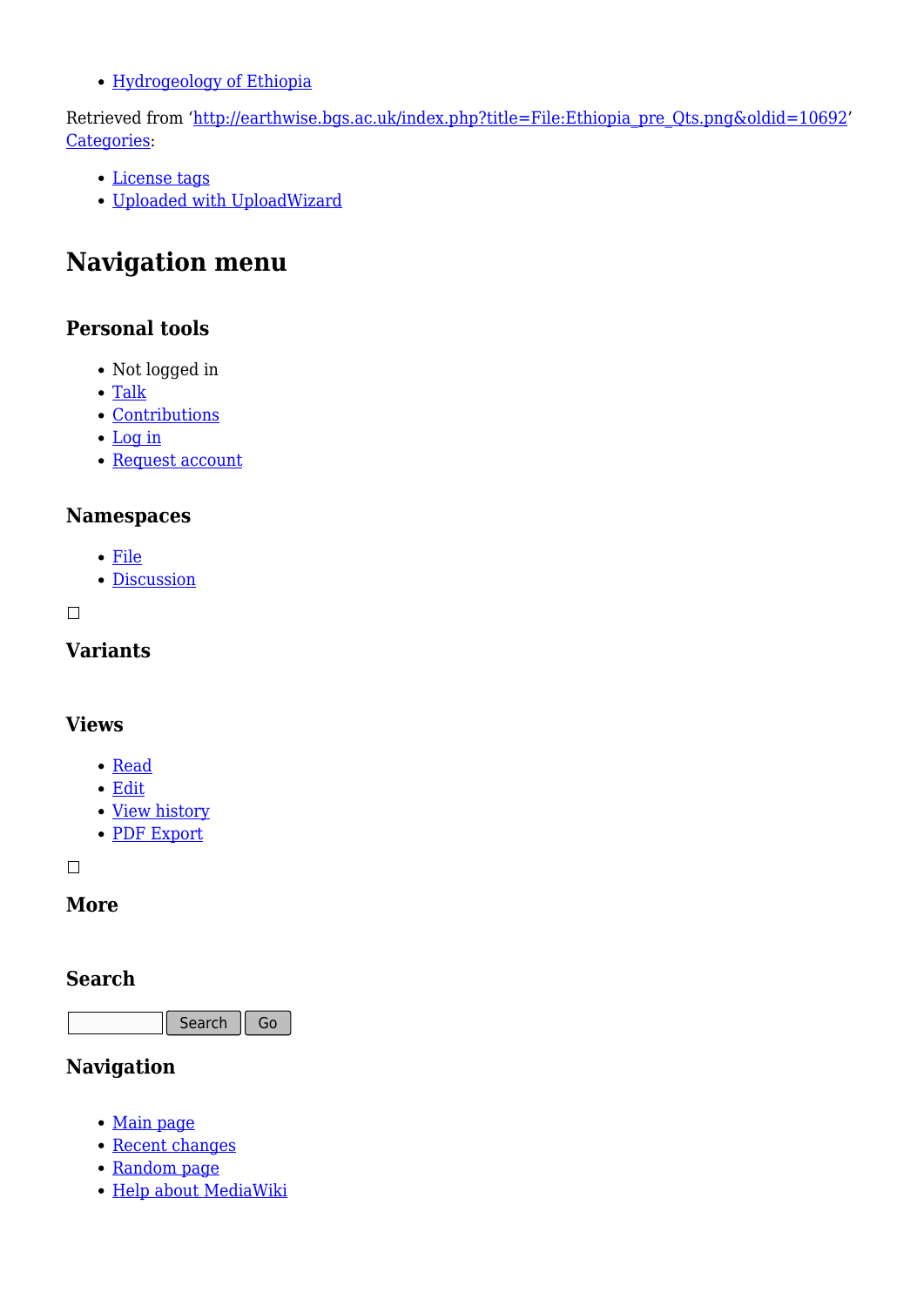- Hydrogeology of Ethiopia

Retrieved from 'http://earthwise.bgs.ac.uk/index.php?title=File:Ethiopia_pre_Qts.png&oldid=10692'
Categories:

- License tags
- Uploaded with UploadWizard

## Navigation menu

### Personal tools

- Not logged in
- Talk
- Contributions
- Log in
- Request account

### Namespaces

- File
- Discussion

### Variants

### Views

- Read
- Edit
- View history
- PDF Export

### More

### Search

Search Go

### Navigation

- Main page
- Recent changes
- Random page
- Help about MediaWiki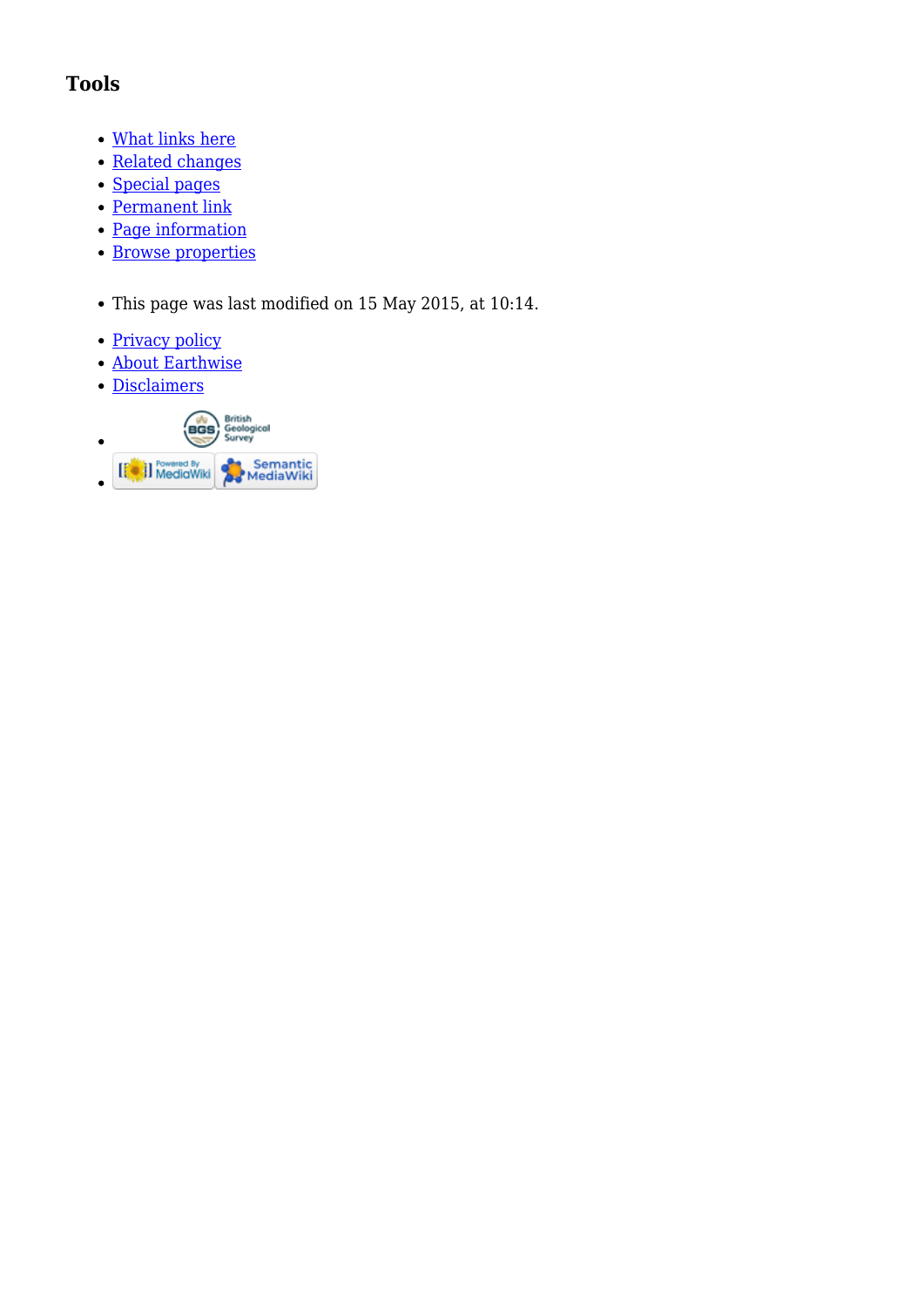### Tools

- What links here
- Related changes
- Special pages
- Permanent link
- Page information
- Browse properties

- This page was last modified on 15 May 2015, at 10:14.

- Privacy policy
- About Earthwise
- Disclaimers